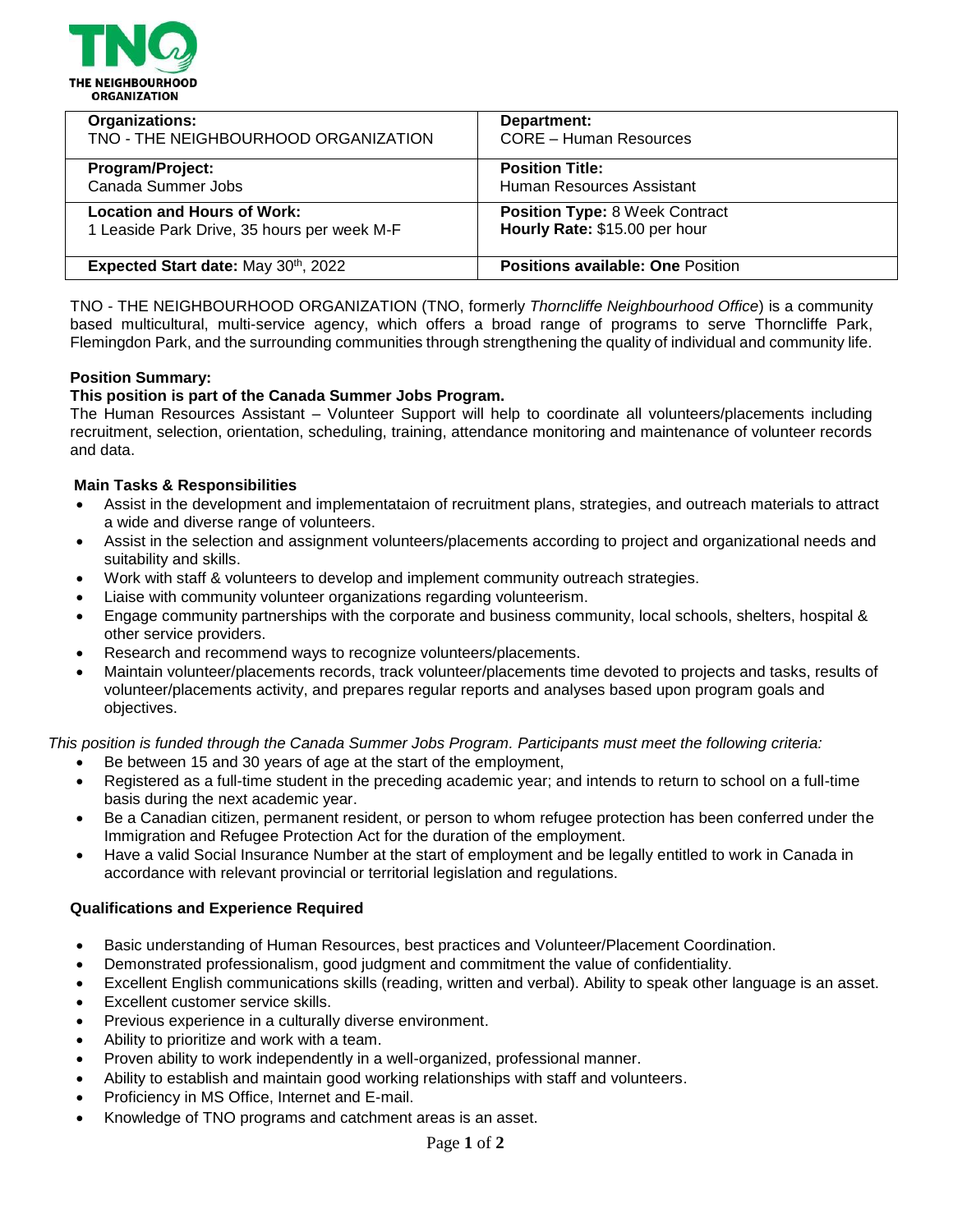THE NEIGHBOURHOOD ORGANIZATION

| **Organizations:** TNO - THE NEIGHBOURHOOD ORGANIZATION | **Department:** CORE – Human Resources |
|---|---|
| **Program/Project:** Canada Summer Jobs | **Position Title:** Human Resources Assistant |
| **Location and Hours of Work:** 1 Leaside Park Drive, 35 hours per week M-F | **Position Type:** 8 Week Contract **Hourly Rate:** $15.00 per hour |
| **Expected Start date:** May 30th, 2022 | **Positions available: One** Position |

TNO - THE NEIGHBOURHOOD ORGANIZATION (TNO, formerly *Thorncliffe Neighbourhood Office*) is a community based multicultural, multi-service agency, which offers a broad range of programs to serve Thorncliffe Park, Flemingdon Park, and the surrounding communities through strengthening the quality of individual and community life.

**Position Summary:**

**This position is part of the Canada Summer Jobs Program.**

The Human Resources Assistant – Volunteer Support will help to coordinate all volunteers/placements including recruitment, selection, orientation, scheduling, training, attendance monitoring and maintenance of volunteer records and data.

**Main Tasks & Responsibilities**

- Assist in the development and implementataion of recruitment plans, strategies, and outreach materials to attract a wide and diverse range of volunteers.
- Assist in the selection and assignment volunteers/placements according to project and organizational needs and suitability and skills.
- Work with staff & volunteers to develop and implement community outreach strategies.
- Liaise with community volunteer organizations regarding volunteerism.
- Engage community partnerships with the corporate and business community, local schools, shelters, hospital & other service providers.
- Research and recommend ways to recognize volunteers/placements.
- Maintain volunteer/placements records, track volunteer/placements time devoted to projects and tasks, results of volunteer/placements activity, and prepares regular reports and analyses based upon program goals and objectives.

*This position is funded through the Canada Summer Jobs Program. Participants must meet the following criteria:*

- Be between 15 and 30 years of age at the start of the employment,
- Registered as a full-time student in the preceding academic year; and intends to return to school on a full-time basis during the next academic year.
- Be a Canadian citizen, permanent resident, or person to whom refugee protection has been conferred under the Immigration and Refugee Protection Act for the duration of the employment.
- Have a valid Social Insurance Number at the start of employment and be legally entitled to work in Canada in accordance with relevant provincial or territorial legislation and regulations.

**Qualifications and Experience Required**

- Basic understanding of Human Resources, best practices and Volunteer/Placement Coordination.
- Demonstrated professionalism, good judgment and commitment the value of confidentiality.
- Excellent English communications skills (reading, written and verbal). Ability to speak other language is an asset.
- Excellent customer service skills.
- Previous experience in a culturally diverse environment.
- Ability to prioritize and work with a team.
- Proven ability to work independently in a well-organized, professional manner.
- Ability to establish and maintain good working relationships with staff and volunteers.
- Proficiency in MS Office, Internet and E-mail.
- Knowledge of TNO programs and catchment areas is an asset.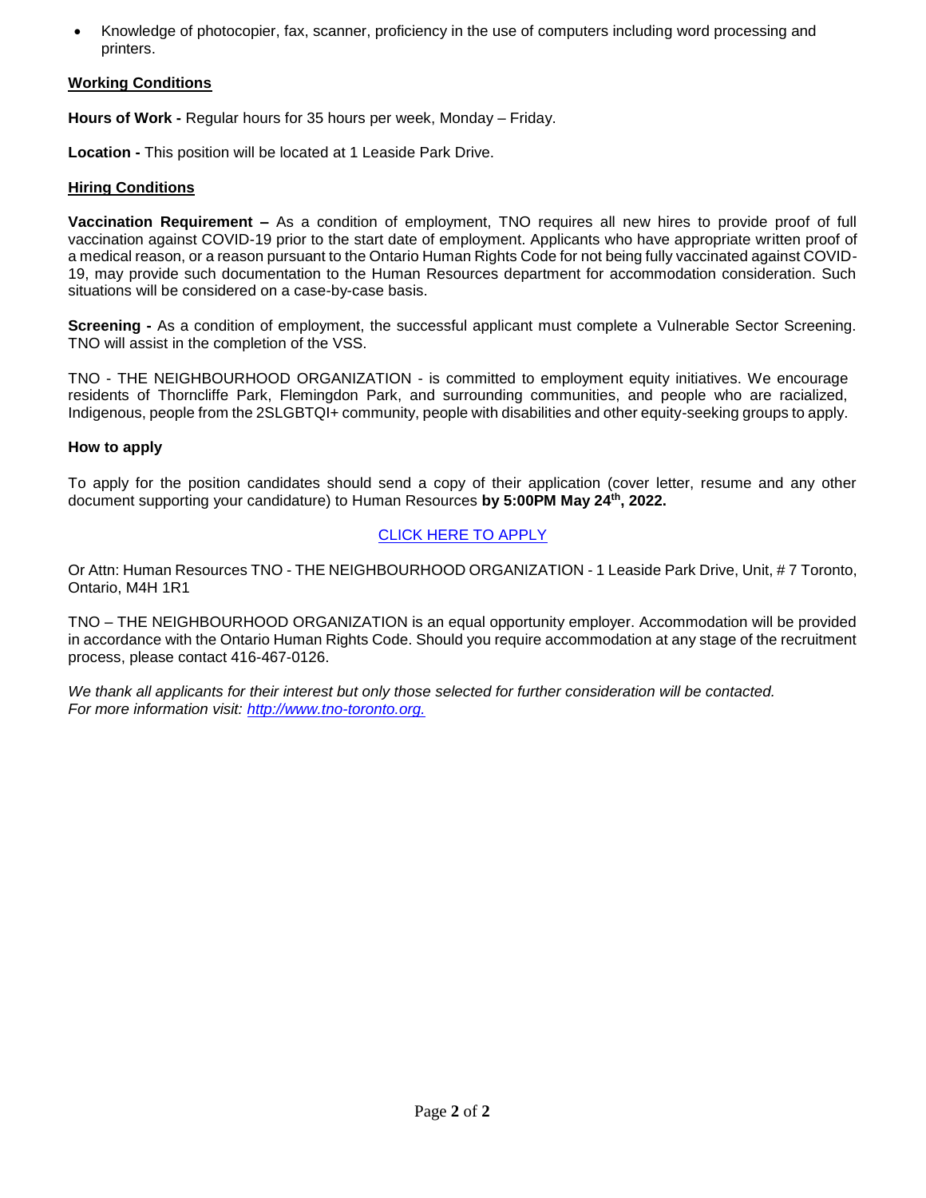- Knowledge of photocopier, fax, scanner, proficiency in the use of computers including word processing and printers.

## Working Conditions

**Hours of Work -** Regular hours for 35 hours per week, Monday – Friday.

**Location -** This position will be located at 1 Leaside Park Drive.

## Hiring Conditions

**Vaccination Requirement –** As a condition of employment, TNO requires all new hires to provide proof of full vaccination against COVID-19 prior to the start date of employment. Applicants who have appropriate written proof of a medical reason, or a reason pursuant to the Ontario Human Rights Code for not being fully vaccinated against COVID-19, may provide such documentation to the Human Resources department for accommodation consideration. Such situations will be considered on a case-by-case basis.

**Screening -** As a condition of employment, the successful applicant must complete a Vulnerable Sector Screening. TNO will assist in the completion of the VSS.

TNO - THE NEIGHBOURHOOD ORGANIZATION - is committed to employment equity initiatives. We encourage residents of Thorncliffe Park, Flemingdon Park, and surrounding communities, and people who are racialized, Indigenous, people from the 2SLGBTQI+ community, people with disabilities and other equity-seeking groups to apply.

**How to apply**

To apply for the position candidates should send a copy of their application (cover letter, resume and any other document supporting your candidature) to Human Resources **by 5:00PM May 24th, 2022.**

CLICK HERE TO APPLY

Or Attn: Human Resources TNO - THE NEIGHBOURHOOD ORGANIZATION - 1 Leaside Park Drive, Unit, # 7 Toronto, Ontario, M4H 1R1

TNO – THE NEIGHBOURHOOD ORGANIZATION is an equal opportunity employer. Accommodation will be provided in accordance with the Ontario Human Rights Code. Should you require accommodation at any stage of the recruitment process, please contact 416-467-0126.

*We thank all applicants for their interest but only those selected for further consideration will be contacted.*
*For more information visit: http://www.tno-toronto.org.*